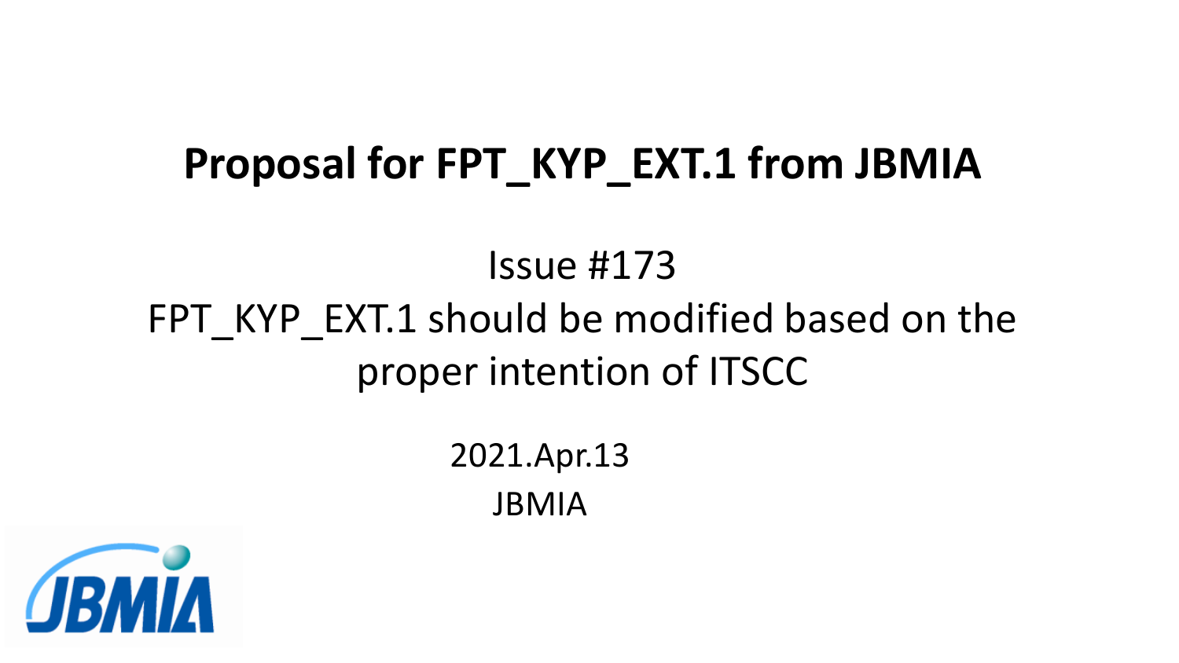# Proposal for FPT_KYP_EXT.1 from JBMIA

Issue #173

FPT_KYP_EXT.1 should be modified based on the proper intention of ITSCC

2021.Apr.13

JBMIA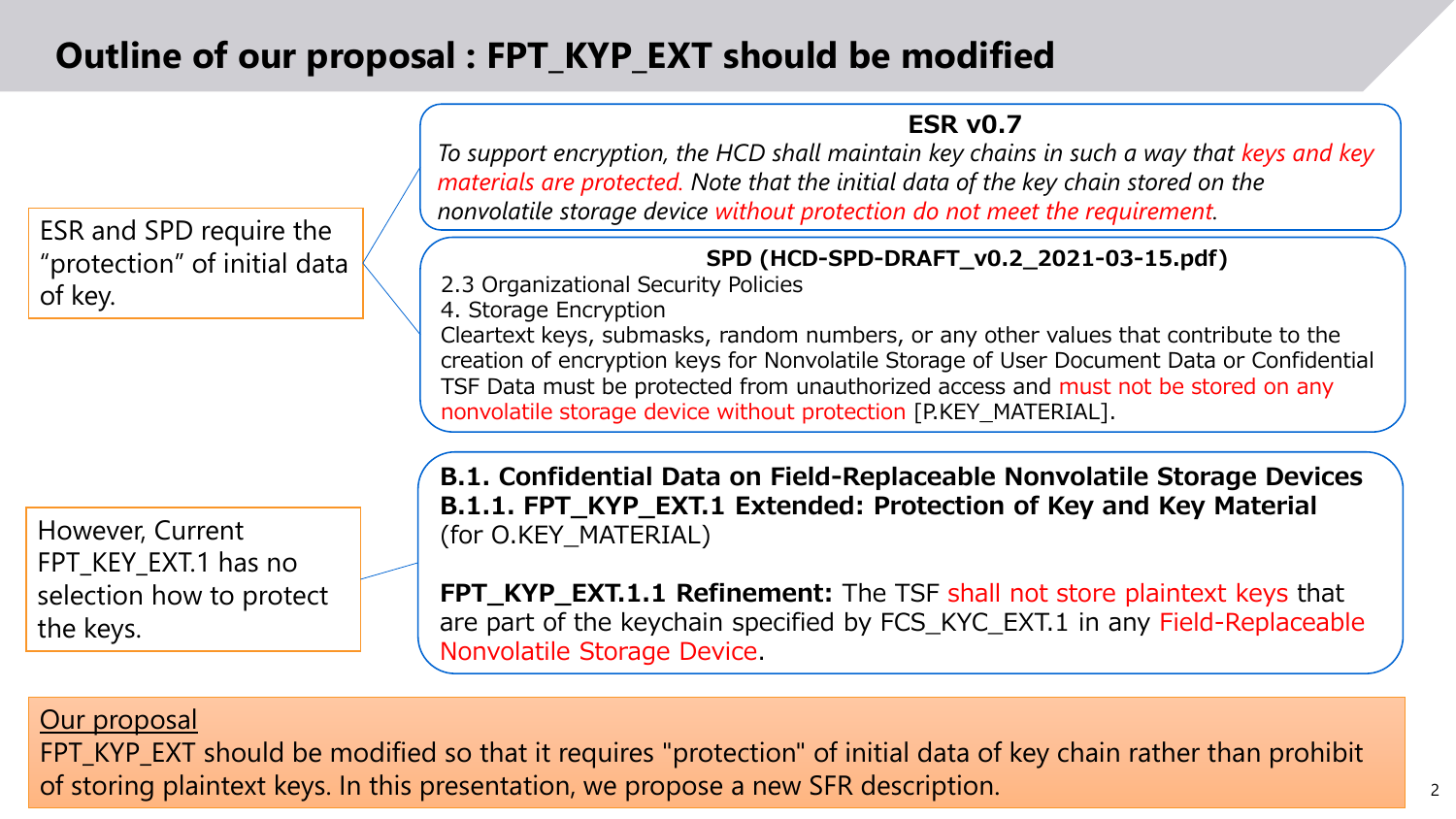# Outline of our proposal : FPT_KYP_EXT should be modified

ESR and SPD require the "protection" of initial data of key.

**ESR v0.7**

*To support encryption, the HCD shall maintain key chains in such a way that keys and key materials are protected. Note that the initial data of the key chain stored on the nonvolatile storage device without protection do not meet the requirement.*

**SPD (HCD-SPD-DRAFT_v0.2_2021-03-15.pdf)**

2.3 Organizational Security Policies
4. Storage Encryption
Cleartext keys, submasks, random numbers, or any other values that contribute to the creation of encryption keys for Nonvolatile Storage of User Document Data or Confidential TSF Data must be protected from unauthorized access and must not be stored on any nonvolatile storage device without protection [P.KEY_MATERIAL].

However, Current FPT_KEY_EXT.1 has no selection how to protect the keys.

**B.1. Confidential Data on Field-Replaceable Nonvolatile Storage Devices**
**B.1.1. FPT_KYP_EXT.1 Extended: Protection of Key and Key Material**
(for O.KEY_MATERIAL)

**FPT_KYP_EXT.1.1 Refinement:** The TSF shall not store plaintext keys that are part of the keychain specified by FCS_KYC_EXT.1 in any Field-Replaceable Nonvolatile Storage Device.

<u>Our proposal</u>
FPT_KYP_EXT should be modified so that it requires "protection" of initial data of key chain rather than prohibit of storing plaintext keys. In this presentation, we propose a new SFR description.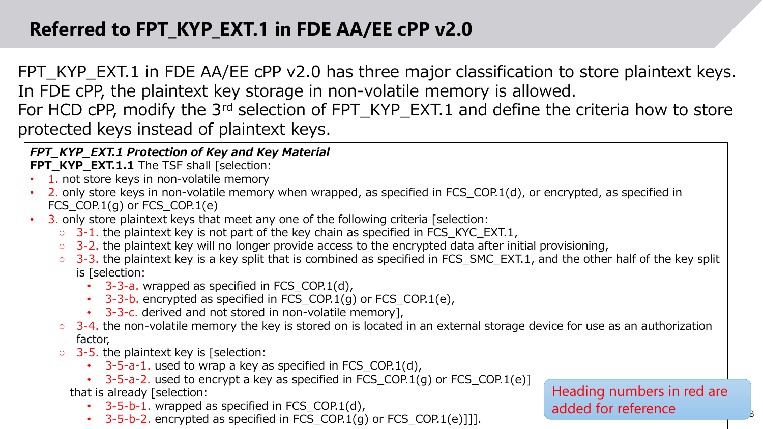# Referred to FPT_KYP_EXT.1 in FDE AA/EE cPP v2.0

FPT_KYP_EXT.1 in FDE AA/EE cPP v2.0 has three major classification to store plaintext keys. In FDE cPP, the plaintext key storage in non-volatile memory is allowed.
For HCD cPP, modify the 3rd selection of FPT_KYP_EXT.1 and define the criteria how to store protected keys instead of plaintext keys.

***FPT_KYP_EXT.1 Protection of Key and Key Material***

**FPT_KYP_EXT.1.1** The TSF shall [selection:

- 1. not store keys in non-volatile memory
- 2. only store keys in non-volatile memory when wrapped, as specified in FCS_COP.1(d), or encrypted, as specified in FCS_COP.1(g) or FCS_COP.1(e)
- 3. only store plaintext keys that meet any one of the following criteria [selection:
  - 3-1. the plaintext key is not part of the key chain as specified in FCS_KYC_EXT.1,
  - 3-2. the plaintext key will no longer provide access to the encrypted data after initial provisioning,
  - 3-3. the plaintext key is a key split that is combined as specified in FCS_SMC_EXT.1, and the other half of the key split is [selection:
    - 3-3-a. wrapped as specified in FCS_COP.1(d),
    - 3-3-b. encrypted as specified in FCS_COP.1(g) or FCS_COP.1(e),
    - 3-3-c. derived and not stored in non-volatile memory],
  - 3-4. the non-volatile memory the key is stored on is located in an external storage device for use as an authorization factor,
  - 3-5. the plaintext key is [selection:
    - 3-5-a-1. used to wrap a key as specified in FCS_COP.1(d),
    - 3-5-a-2. used to encrypt a key as specified in FCS_COP.1(g) or FCS_COP.1(e)]

    that is already [selection:
    - 3-5-b-1. wrapped as specified in FCS_COP.1(d),
    - 3-5-b-2. encrypted as specified in FCS_COP.1(g) or FCS_COP.1(e)]]].

Heading numbers in red are added for reference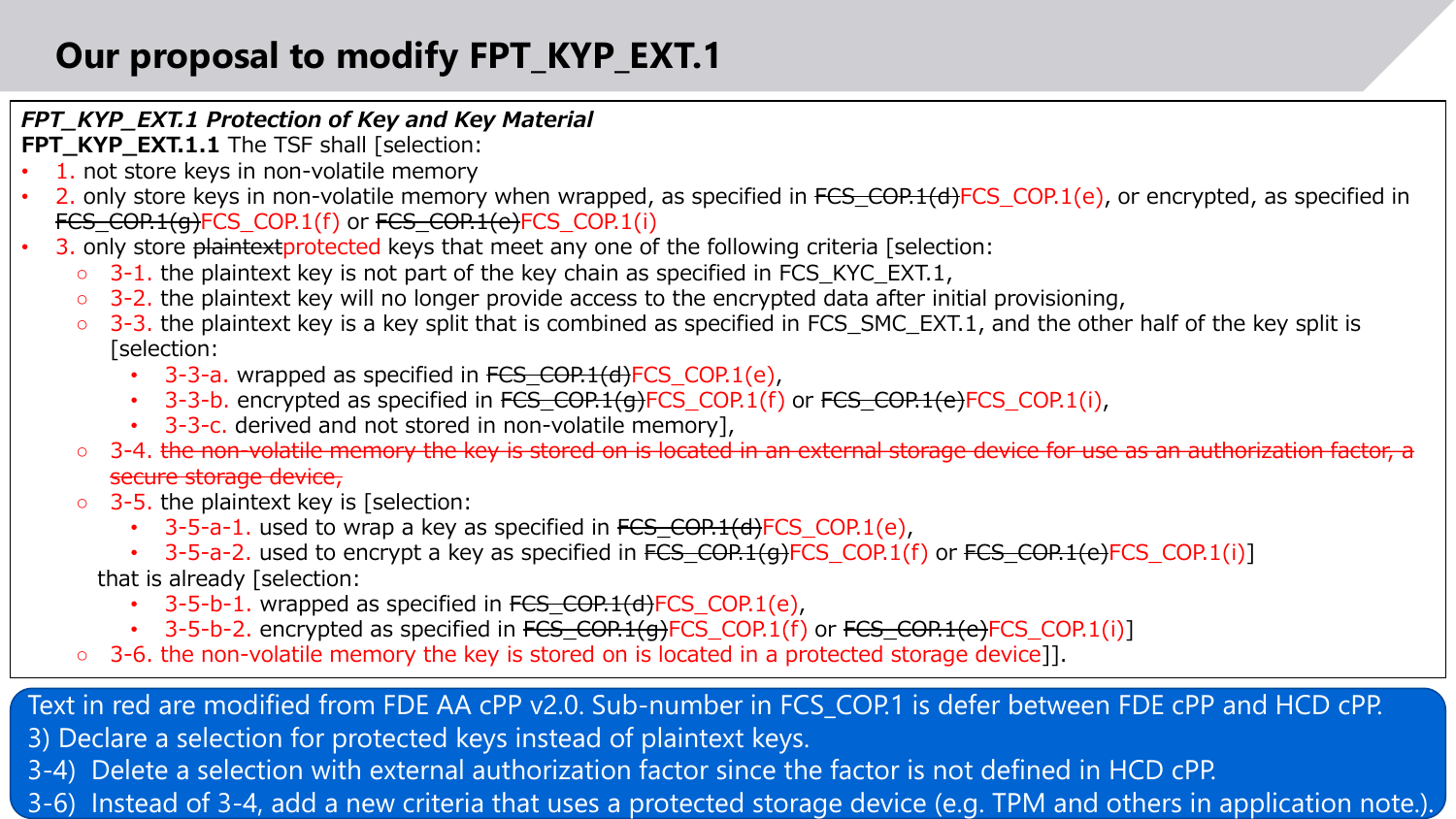# Our proposal to modify FPT_KYP_EXT.1

***FPT_KYP_EXT.1 Protection of Key and Key Material***

**FPT_KYP_EXT.1.1** The TSF shall [selection:

- 1. not store keys in non-volatile memory
- 2. only store keys in non-volatile memory when wrapped, as specified in ~~FCS_COP.1(d)~~FCS_COP.1(e), or encrypted, as specified in ~~FCS_COP.1(g)~~FCS_COP.1(f) or ~~FCS_COP.1(e)~~FCS_COP.1(i)
- 3. only store ~~plaintext~~protected keys that meet any one of the following criteria [selection:
  - 3-1. the plaintext key is not part of the key chain as specified in FCS_KYC_EXT.1,
  - 3-2. the plaintext key will no longer provide access to the encrypted data after initial provisioning,
  - 3-3. the plaintext key is a key split that is combined as specified in FCS_SMC_EXT.1, and the other half of the key split is [selection:
    - 3-3-a. wrapped as specified in ~~FCS_COP.1(d)~~FCS_COP.1(e),
    - 3-3-b. encrypted as specified in ~~FCS_COP.1(g)~~FCS_COP.1(f) or ~~FCS_COP.1(e)~~FCS_COP.1(i),
    - 3-3-c. derived and not stored in non-volatile memory],
  - 3-4. ~~the non-volatile memory the key is stored on is located in an external storage device for use as an authorization factor, a secure storage device,~~
  - 3-5. the plaintext key is [selection:
    - 3-5-a-1. used to wrap a key as specified in ~~FCS_COP.1(d)~~FCS_COP.1(e),
    - 3-5-a-2. used to encrypt a key as specified in ~~FCS_COP.1(g)~~FCS_COP.1(f) or ~~FCS_COP.1(e)~~FCS_COP.1(i)]

    that is already [selection:
    - 3-5-b-1. wrapped as specified in ~~FCS_COP.1(d)~~FCS_COP.1(e),
    - 3-5-b-2. encrypted as specified in ~~FCS_COP.1(g)~~FCS_COP.1(f) or ~~FCS_COP.1(e)~~FCS_COP.1(i)]
  - 3-6. the non-volatile memory the key is stored on is located in a protected storage device]].

Text in red are modified from FDE AA cPP v2.0. Sub-number in FCS_COP.1 is defer between FDE cPP and HCD cPP.
3) Declare a selection for protected keys instead of plaintext keys.
3-4) Delete a selection with external authorization factor since the factor is not defined in HCD cPP.
3-6) Instead of 3-4, add a new criteria that uses a protected storage device (e.g. TPM and others in application note.).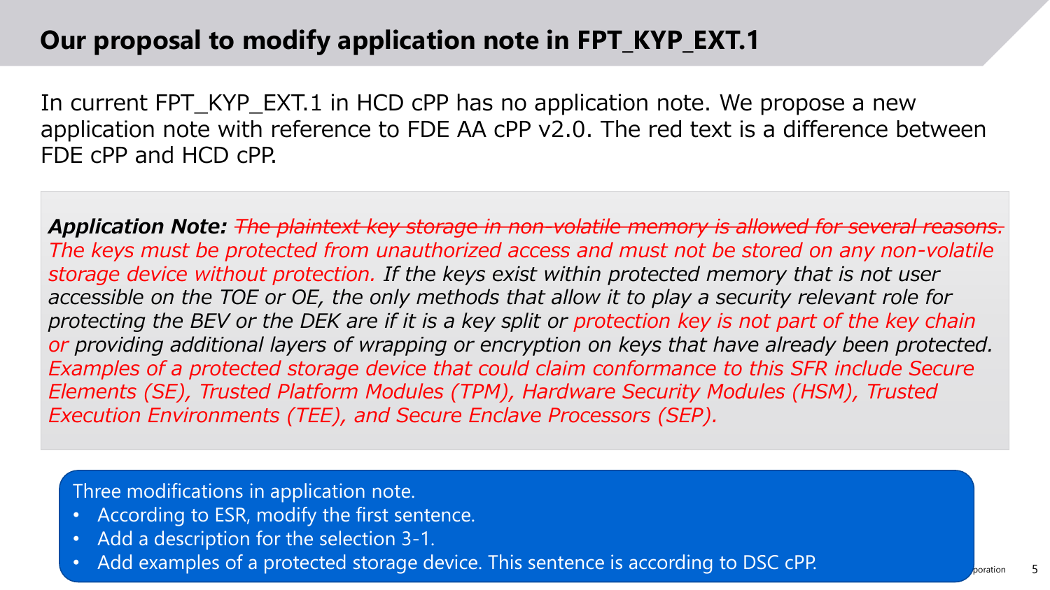# Our proposal to modify application note in FPT_KYP_EXT.1

In current FPT_KYP_EXT.1 in HCD cPP has no application note. We propose a new application note with reference to FDE AA cPP v2.0. The red text is a difference between FDE cPP and HCD cPP.

***Application Note:*** *~~The plaintext key storage in non-volatile memory is allowed for several reasons.~~ The keys must be protected from unauthorized access and must not be stored on any non-volatile storage device without protection. If the keys exist within protected memory that is not user accessible on the TOE or OE, the only methods that allow it to play a security relevant role for protecting the BEV or the DEK are if it is a key split or protection key is not part of the key chain or providing additional layers of wrapping or encryption on keys that have already been protected. Examples of a protected storage device that could claim conformance to this SFR include Secure Elements (SE), Trusted Platform Modules (TPM), Hardware Security Modules (HSM), Trusted Execution Environments (TEE), and Secure Enclave Processors (SEP).*

Three modifications in application note.

- According to ESR, modify the first sentence.
- Add a description for the selection 3-1.
- Add examples of a protected storage device. This sentence is according to DSC cPP.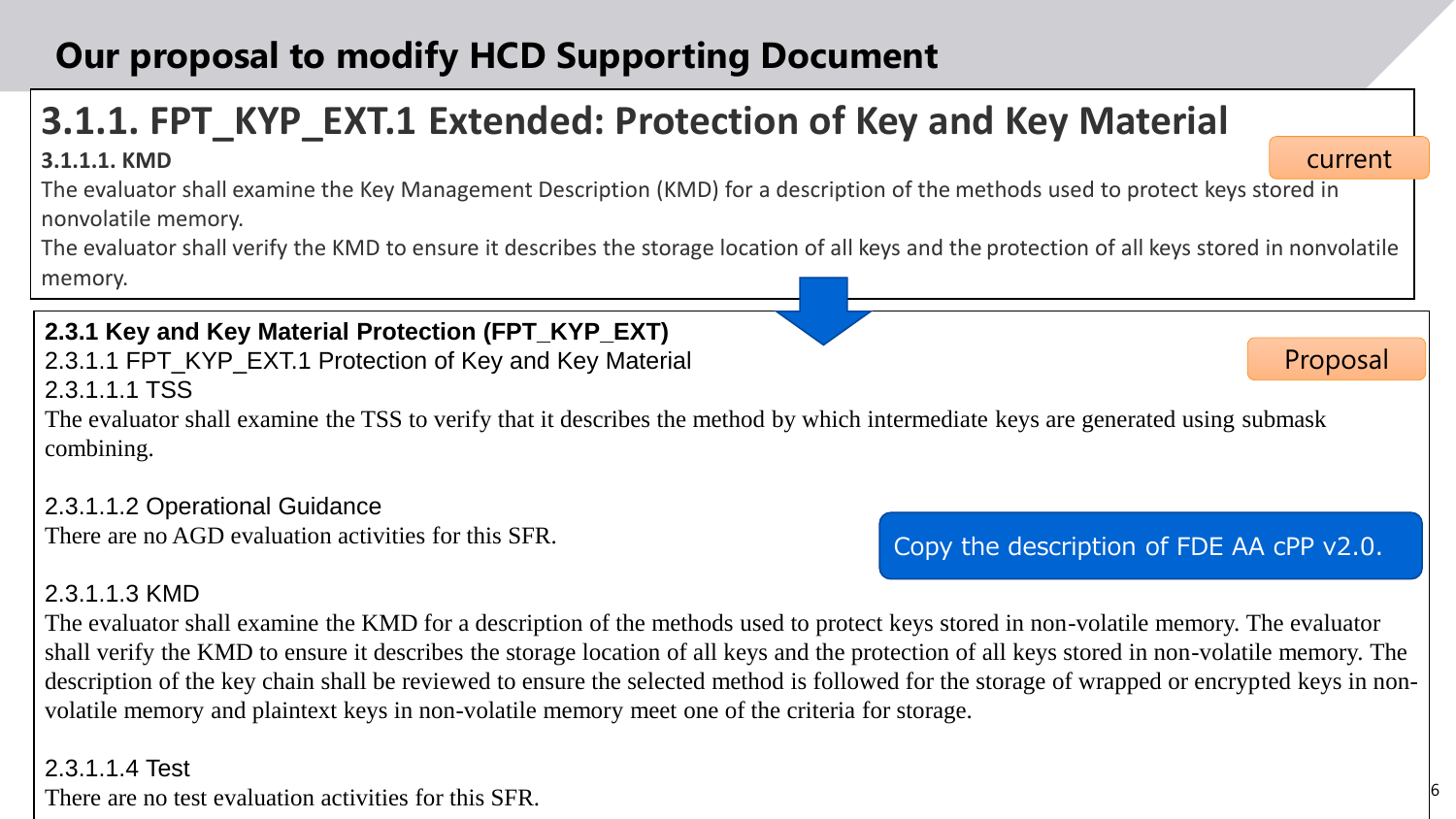# Our proposal to modify HCD Supporting Document

## 3.1.1. FPT_KYP_EXT.1 Extended: Protection of Key and Key Material

current

**3.1.1.1. KMD**

The evaluator shall examine the Key Management Description (KMD) for a description of the methods used to protect keys stored in nonvolatile memory.

The evaluator shall verify the KMD to ensure it describes the storage location of all keys and the protection of all keys stored in nonvolatile memory.

Proposal

**2.3.1 Key and Key Material Protection (FPT_KYP_EXT)**

2.3.1.1 FPT_KYP_EXT.1 Protection of Key and Key Material

2.3.1.1.1 TSS

The evaluator shall examine the TSS to verify that it describes the method by which intermediate keys are generated using submask combining.

2.3.1.1.2 Operational Guidance

There are no AGD evaluation activities for this SFR.

Copy the description of FDE AA cPP v2.0.

2.3.1.1.3 KMD

The evaluator shall examine the KMD for a description of the methods used to protect keys stored in non-volatile memory. The evaluator shall verify the KMD to ensure it describes the storage location of all keys and the protection of all keys stored in non-volatile memory. The description of the key chain shall be reviewed to ensure the selected method is followed for the storage of wrapped or encrypted keys in non-volatile memory and plaintext keys in non-volatile memory meet one of the criteria for storage.

2.3.1.1.4 Test

There are no test evaluation activities for this SFR.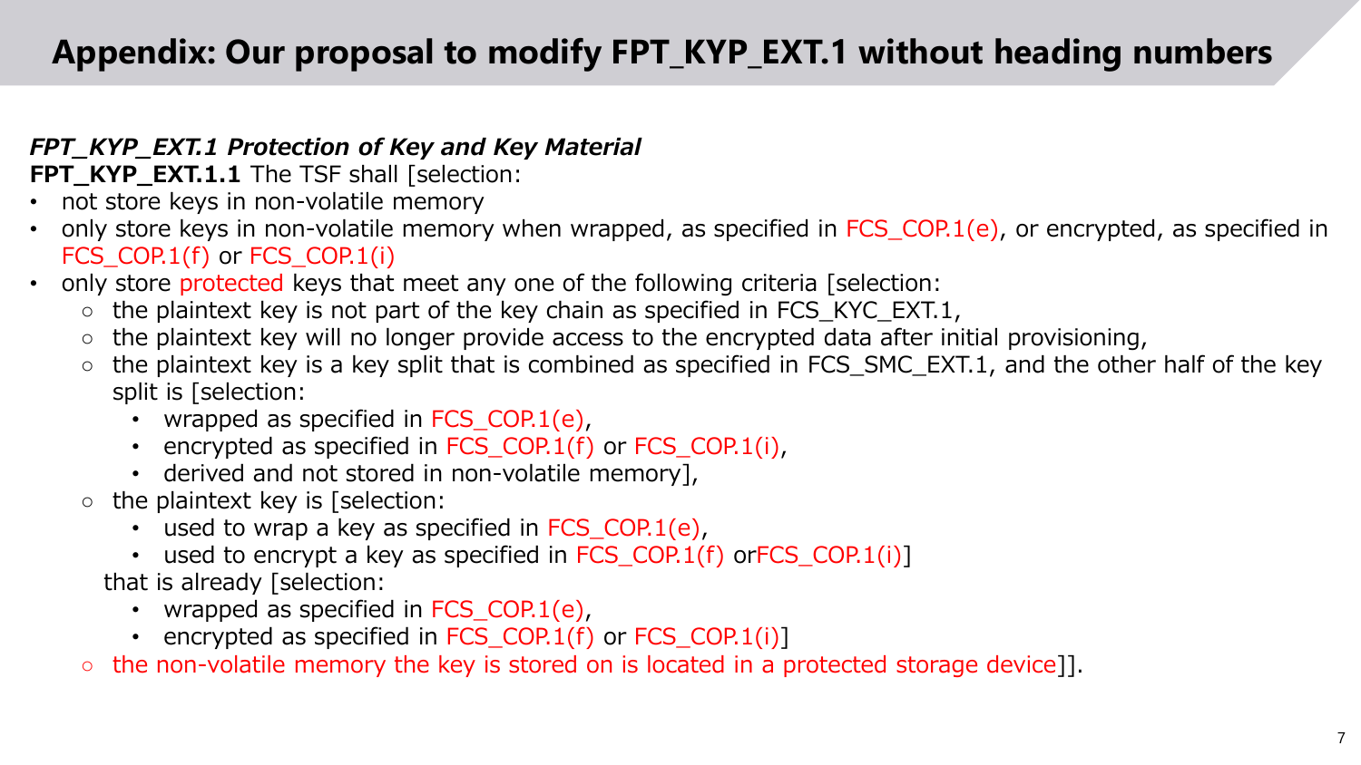# Appendix: Our proposal to modify FPT_KYP_EXT.1 without heading numbers

***FPT_KYP_EXT.1 Protection of Key and Key Material***

**FPT_KYP_EXT.1.1** The TSF shall [selection:

- not store keys in non-volatile memory
- only store keys in non-volatile memory when wrapped, as specified in FCS_COP.1(e), or encrypted, as specified in FCS_COP.1(f) or FCS_COP.1(i)
- only store protected keys that meet any one of the following criteria [selection:
  - the plaintext key is not part of the key chain as specified in FCS_KYC_EXT.1,
  - the plaintext key will no longer provide access to the encrypted data after initial provisioning,
  - the plaintext key is a key split that is combined as specified in FCS_SMC_EXT.1, and the other half of the key split is [selection:
    - wrapped as specified in FCS_COP.1(e),
    - encrypted as specified in FCS_COP.1(f) or FCS_COP.1(i),
    - derived and not stored in non-volatile memory],
  - the plaintext key is [selection:
    - used to wrap a key as specified in FCS_COP.1(e),
    - used to encrypt a key as specified in FCS_COP.1(f) orFCS_COP.1(i)]

    that is already [selection:
    - wrapped as specified in FCS_COP.1(e),
    - encrypted as specified in FCS_COP.1(f) or FCS_COP.1(i)]
  - the non-volatile memory the key is stored on is located in a protected storage device]].